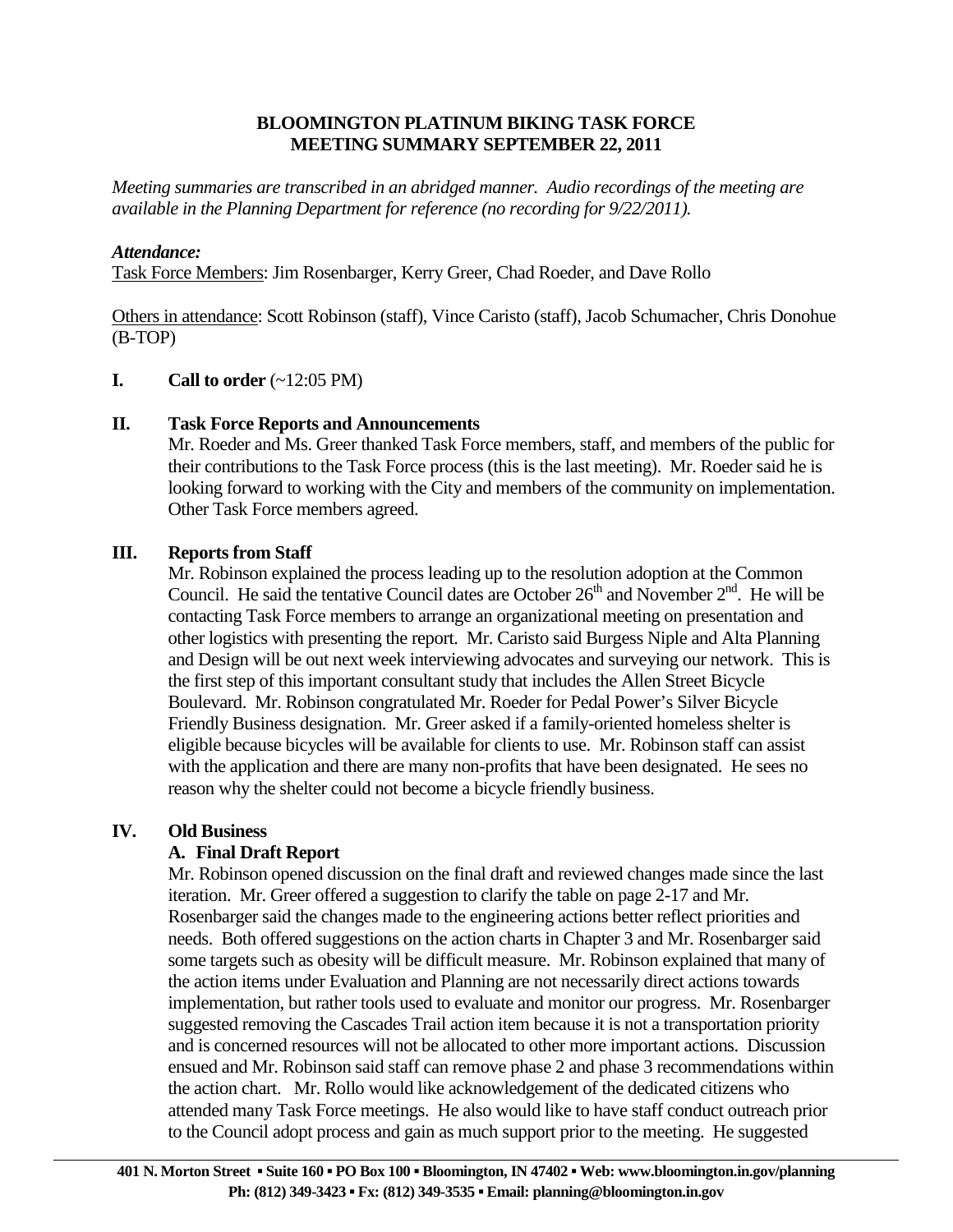# BLOOMINGTON PLATINUM BIKING TASK FORCE
# MEETING SUMMARY SEPTEMBER 22, 2011

*Meeting summaries are transcribed in an abridged manner. Audio recordings of the meeting are available in the Planning Department for reference (no recording for 9/22/2011).*

***Attendance:***

Task Force Members: Jim Rosenbarger, Kerry Greer, Chad Roeder, and Dave Rollo

Others in attendance: Scott Robinson (staff), Vince Caristo (staff), Jacob Schumacher, Chris Donohue (B-TOP)

**I. Call to order** (~12:05 PM)

**II. Task Force Reports and Announcements**

Mr. Roeder and Ms. Greer thanked Task Force members, staff, and members of the public for their contributions to the Task Force process (this is the last meeting). Mr. Roeder said he is looking forward to working with the City and members of the community on implementation. Other Task Force members agreed.

**III. Reports from Staff**

Mr. Robinson explained the process leading up to the resolution adoption at the Common Council. He said the tentative Council dates are October 26th and November 2nd. He will be contacting Task Force members to arrange an organizational meeting on presentation and other logistics with presenting the report. Mr. Caristo said Burgess Niple and Alta Planning and Design will be out next week interviewing advocates and surveying our network. This is the first step of this important consultant study that includes the Allen Street Bicycle Boulevard. Mr. Robinson congratulated Mr. Roeder for Pedal Power's Silver Bicycle Friendly Business designation. Mr. Greer asked if a family-oriented homeless shelter is eligible because bicycles will be available for clients to use. Mr. Robinson staff can assist with the application and there are many non-profits that have been designated. He sees no reason why the shelter could not become a bicycle friendly business.

**IV. Old Business**

**A. Final Draft Report**

Mr. Robinson opened discussion on the final draft and reviewed changes made since the last iteration. Mr. Greer offered a suggestion to clarify the table on page 2-17 and Mr. Rosenbarger said the changes made to the engineering actions better reflect priorities and needs. Both offered suggestions on the action charts in Chapter 3 and Mr. Rosenbarger said some targets such as obesity will be difficult measure. Mr. Robinson explained that many of the action items under Evaluation and Planning are not necessarily direct actions towards implementation, but rather tools used to evaluate and monitor our progress. Mr. Rosenbarger suggested removing the Cascades Trail action item because it is not a transportation priority and is concerned resources will not be allocated to other more important actions. Discussion ensued and Mr. Robinson said staff can remove phase 2 and phase 3 recommendations within the action chart. Mr. Rollo would like acknowledgement of the dedicated citizens who attended many Task Force meetings. He also would like to have staff conduct outreach prior to the Council adopt process and gain as much support prior to the meeting. He suggested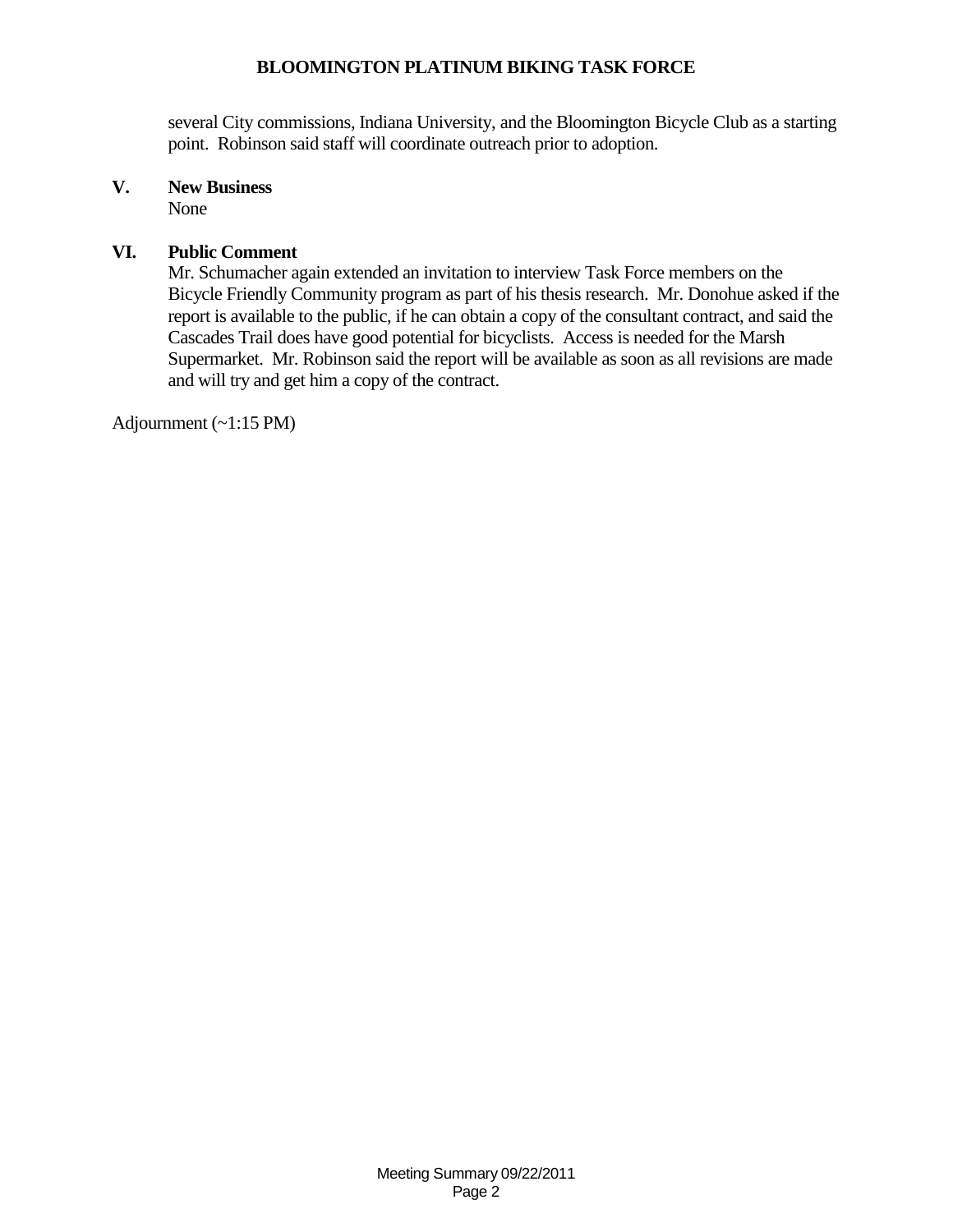several City commissions, Indiana University, and the Bloomington Bicycle Club as a starting point. Robinson said staff will coordinate outreach prior to adoption.

**V. New Business**

None

**VI. Public Comment**

Mr. Schumacher again extended an invitation to interview Task Force members on the Bicycle Friendly Community program as part of his thesis research. Mr. Donohue asked if the report is available to the public, if he can obtain a copy of the consultant contract, and said the Cascades Trail does have good potential for bicyclists. Access is needed for the Marsh Supermarket. Mr. Robinson said the report will be available as soon as all revisions are made and will try and get him a copy of the contract.

Adjournment (~1:15 PM)